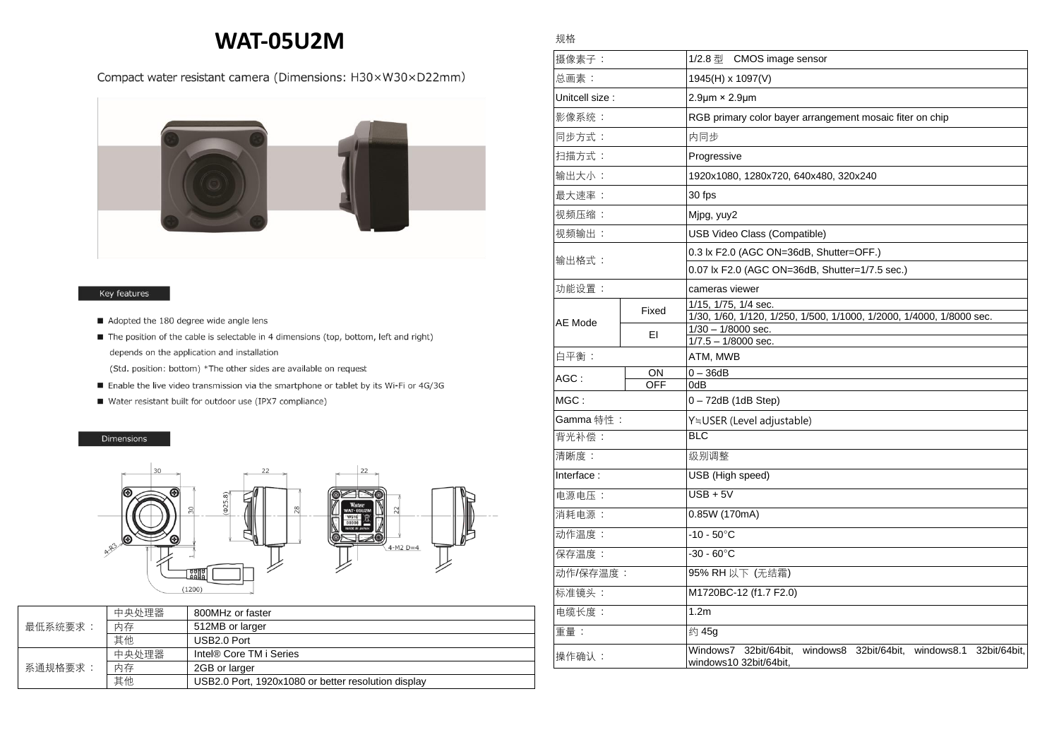# WAT-05U2M

Compact water resistant camera (Dimensions: H30×W30×D22mm)

Key features

- Adopted the 180 degree wide angle lens
- The position of the cable is selectable in 4 dimensions (top, bottom, left and right) depends on the application and installation
  (Std. position: bottom) *The other sides are available on request
- Enable the live video transmission via the smartphone or tablet by its Wi-Fi or 4G/3G
- Water resistant built for outdoor use (IPX7 compliance)

Dimensions

| | | |
|---|---|---|
| 最低系统要求： | 中央处理器 | 800MHz or faster |
| | 内存 | 512MB or larger |
| | 其他 | USB2.0 Port |
| 系通规格要求： | 中央处理器 | Intel® Core TM i Series |
| | 内存 | 2GB or larger |
| | 其他 | USB2.0 Port, 1920x1080 or better resolution display |

规格

| | | |
|---|---|---|
| 摄像素子： | | 1/2.8 型　CMOS image sensor |
| 总画素： | | 1945(H) x 1097(V) |
| Unitcell size : | | 2.9μm × 2.9μm |
| 影像系统： | | RGB primary color bayer arrangement mosaic fiter on chip |
| 同步方式： | | 内同步 |
| 扫描方式： | | Progressive |
| 输出大小： | | 1920x1080, 1280x720, 640x480, 320x240 |
| 最大速率： | | 30 fps |
| 视频压缩： | | Mjpg, yuy2 |
| 视频输出： | | USB Video Class (Compatible) |
| 输出格式： | | 0.3 lx F2.0 (AGC ON=36dB, Shutter=OFF.) |
| | | 0.07 lx F2.0 (AGC ON=36dB, Shutter=1/7.5 sec.) |
| 功能设置： | | cameras viewer |
| AE Mode | Fixed | 1/15, 1/75, 1/4 sec. |
| | | 1/30, 1/60, 1/120, 1/250, 1/500, 1/1000, 1/2000, 1/4000, 1/8000 sec. |
| | EI | 1/30 – 1/8000 sec. |
| | | 1/7.5 – 1/8000 sec. |
| 白平衡： | | ATM, MWB |
| AGC : | ON | 0 – 36dB |
| | OFF | 0dB |
| MGC : | | 0 – 72dB (1dB Step) |
| Gamma 特性： | | Y≒USER (Level adjustable) |
| 背光补偿： | | BLC |
| 清晰度： | | 级别调整 |
| Interface : | | USB (High speed) |
| 电源电压： | | USB + 5V |
| 消耗电源： | | 0.85W (170mA) |
| 动作温度： | | -10 - 50°C |
| 保存温度： | | -30 - 60°C |
| 动作/保存温度： | | 95% RH 以下 (无结霜) |
| 标准镜头： | | M1720BC-12 (f1.7 F2.0) |
| 电缆长度： | | 1.2m |
| 重量： | | 约 45g |
| 操作确认： | | Windows7 32bit/64bit, windows8 32bit/64bit, windows8.1 32bit/64bit, windows10 32bit/64bit, |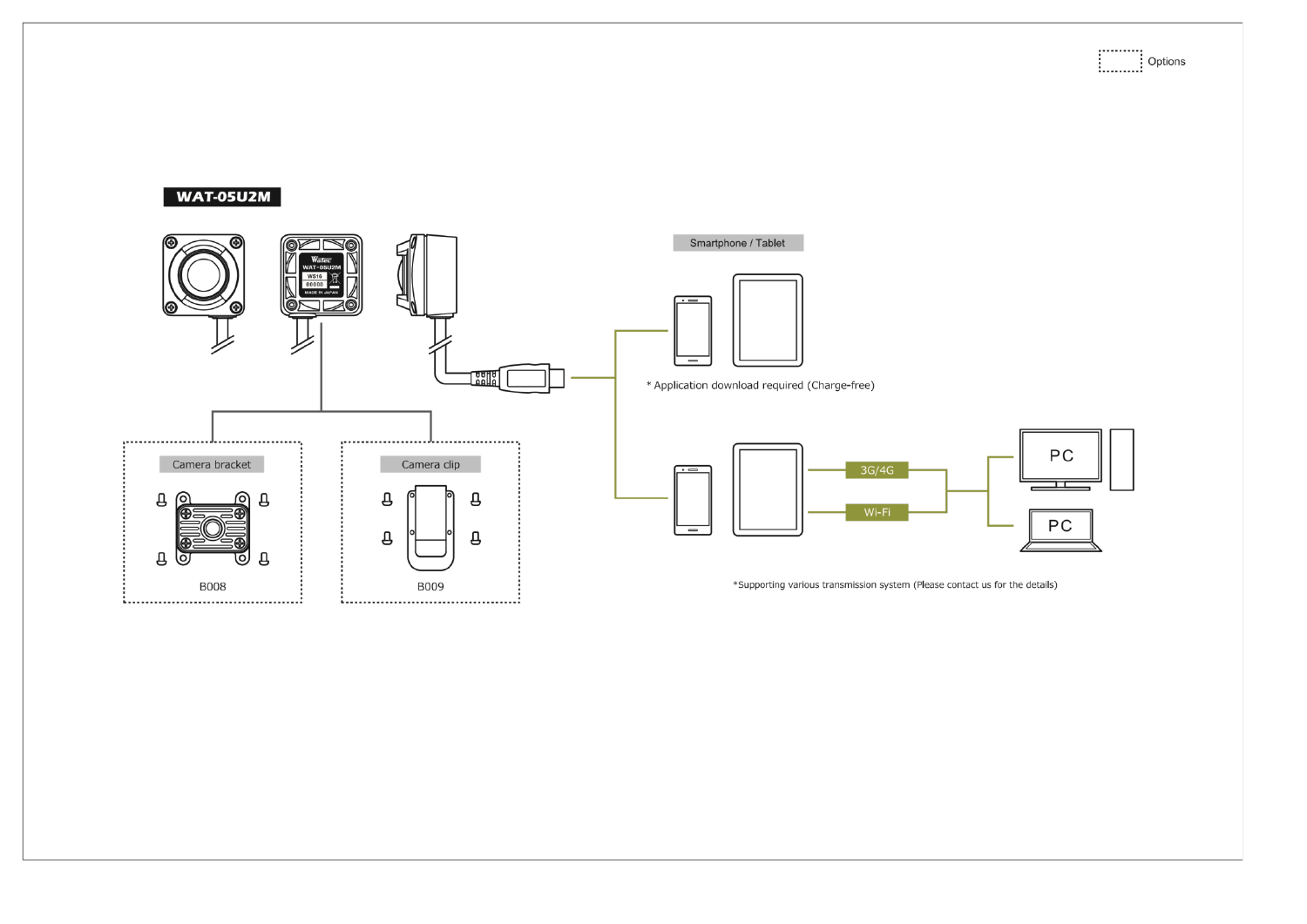Options

**WAT-05U2M**

Smartphone / Tablet

* Application download required (Charge-free)

Camera bracket

B008

Camera clip

B009

3G/4G

Wi-Fi

PC

PC

*Supporting various transmission system (Please contact us for the details)